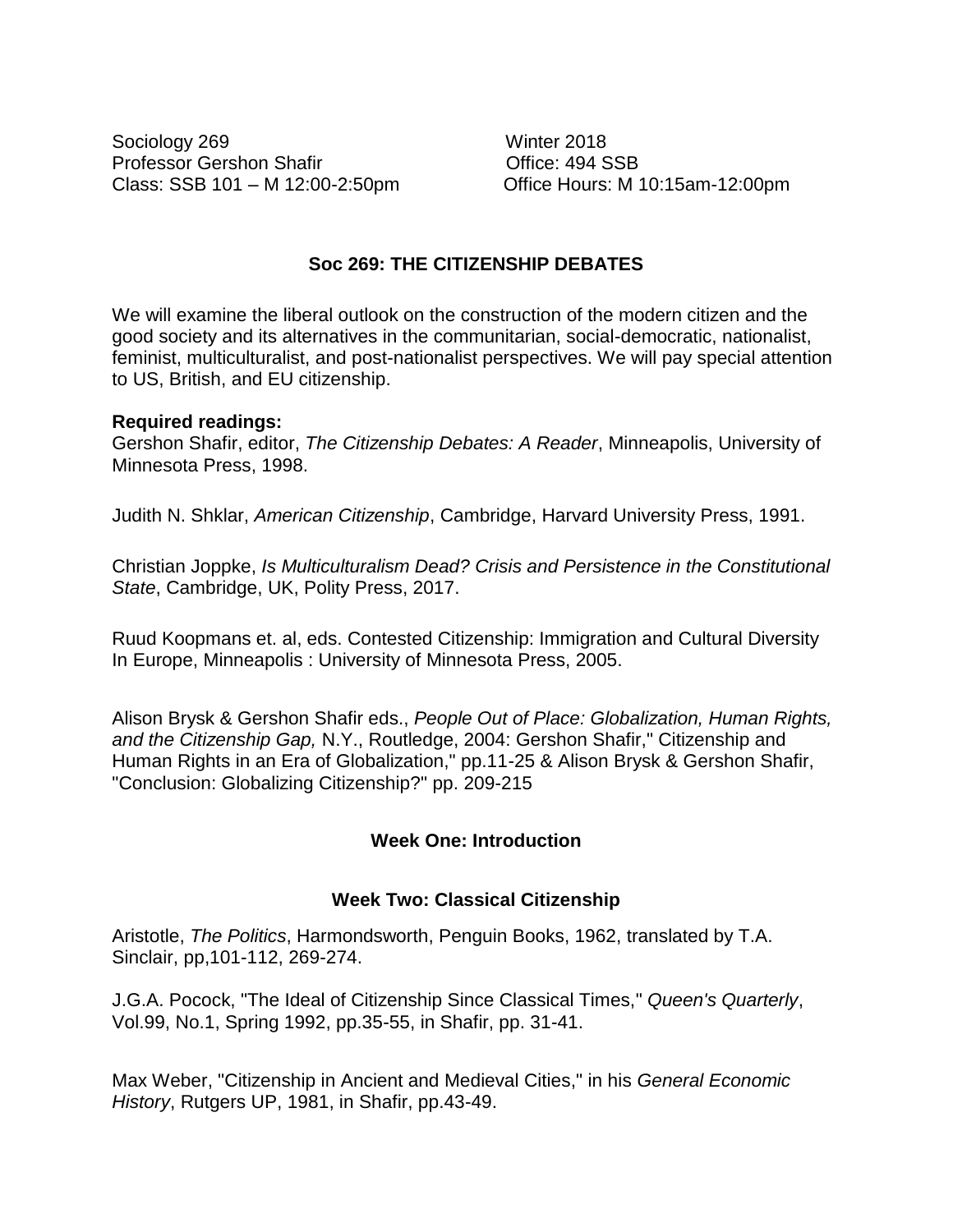Sociology 269 | Winter 2018
Professor Gershon Shafir | Office: 494 SSB
Class: SSB 101 – M 12:00-2:50pm | Office Hours: M 10:15am-12:00pm

## Soc 269: THE CITIZENSHIP DEBATES

We will examine the liberal outlook on the construction of the modern citizen and the good society and its alternatives in the communitarian, social-democratic, nationalist, feminist, multiculturalist, and post-nationalist perspectives. We will pay special attention to US, British, and EU citizenship.

**Required readings:**

Gershon Shafir, editor, *The Citizenship Debates: A Reader*, Minneapolis, University of Minnesota Press, 1998.

Judith N. Shklar, *American Citizenship*, Cambridge, Harvard University Press, 1991.

Christian Joppke, *Is Multiculturalism Dead? Crisis and Persistence in the Constitutional State*, Cambridge, UK, Polity Press, 2017.

Ruud Koopmans et. al, eds. Contested Citizenship: Immigration and Cultural Diversity In Europe, Minneapolis : University of Minnesota Press, 2005.

Alison Brysk & Gershon Shafir eds., *People Out of Place: Globalization, Human Rights, and the Citizenship Gap,* N.Y., Routledge, 2004: Gershon Shafir," Citizenship and Human Rights in an Era of Globalization," pp.11-25 & Alison Brysk & Gershon Shafir, "Conclusion: Globalizing Citizenship?" pp. 209-215

### Week One: Introduction

### Week Two: Classical Citizenship

Aristotle, *The Politics*, Harmondsworth, Penguin Books, 1962, translated by T.A. Sinclair, pp,101-112, 269-274.

J.G.A. Pocock, "The Ideal of Citizenship Since Classical Times," *Queen's Quarterly*, Vol.99, No.1, Spring 1992, pp.35-55, in Shafir, pp. 31-41.

Max Weber, "Citizenship in Ancient and Medieval Cities," in his *General Economic History*, Rutgers UP, 1981, in Shafir, pp.43-49.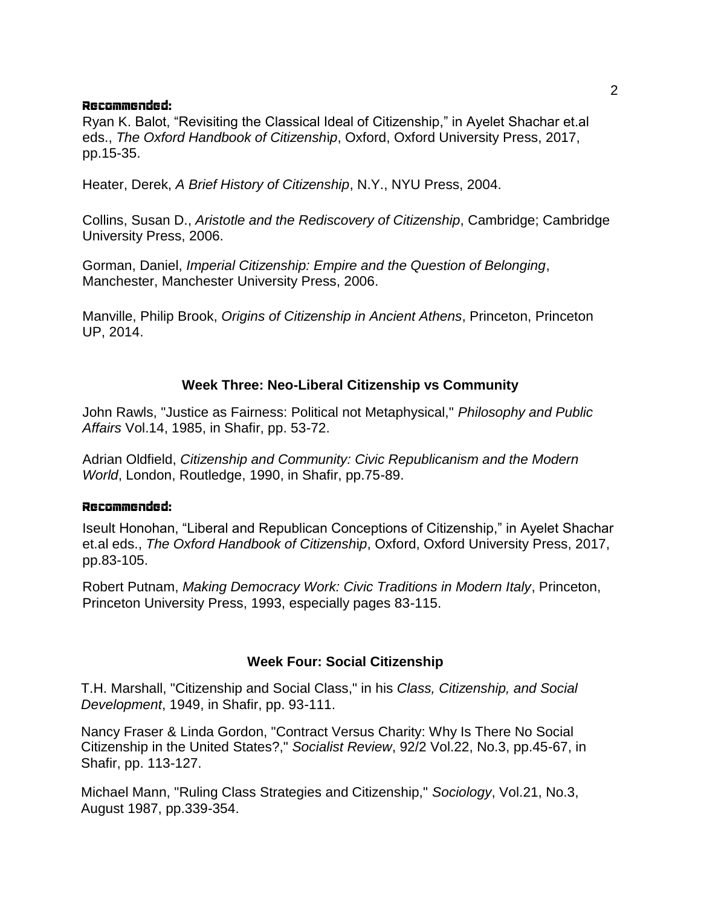**Recommended:**

Ryan K. Balot, “Revisiting the Classical Ideal of Citizenship,” in Ayelet Shachar et.al eds., *The Oxford Handbook of Citizenship*, Oxford, Oxford University Press, 2017, pp.15-35.

Heater, Derek, *A Brief History of Citizenship*, N.Y., NYU Press, 2004.

Collins, Susan D., *Aristotle and the Rediscovery of Citizenship*, Cambridge; Cambridge University Press, 2006.

Gorman, Daniel, *Imperial Citizenship: Empire and the Question of Belonging*, Manchester, Manchester University Press, 2006.

Manville, Philip Brook, *Origins of Citizenship in Ancient Athens*, Princeton, Princeton UP, 2014.

### Week Three: Neo-Liberal Citizenship vs Community

John Rawls, "Justice as Fairness: Political not Metaphysical," *Philosophy and Public Affairs* Vol.14, 1985, in Shafir, pp. 53-72.

Adrian Oldfield, *Citizenship and Community: Civic Republicanism and the Modern World*, London, Routledge, 1990, in Shafir, pp.75-89.

**Recommended:**

Iseult Honohan, “Liberal and Republican Conceptions of Citizenship,” in Ayelet Shachar et.al eds., *The Oxford Handbook of Citizenship*, Oxford, Oxford University Press, 2017, pp.83-105.

Robert Putnam, *Making Democracy Work: Civic Traditions in Modern Italy*, Princeton, Princeton University Press, 1993, especially pages 83-115.

### Week Four: Social Citizenship

T.H. Marshall, "Citizenship and Social Class," in his *Class, Citizenship, and Social Development*, 1949, in Shafir, pp. 93-111.

Nancy Fraser & Linda Gordon, "Contract Versus Charity: Why Is There No Social Citizenship in the United States?," *Socialist Review*, 92/2 Vol.22, No.3, pp.45-67, in Shafir, pp. 113-127.

Michael Mann, "Ruling Class Strategies and Citizenship," *Sociology*, Vol.21, No.3, August 1987, pp.339-354.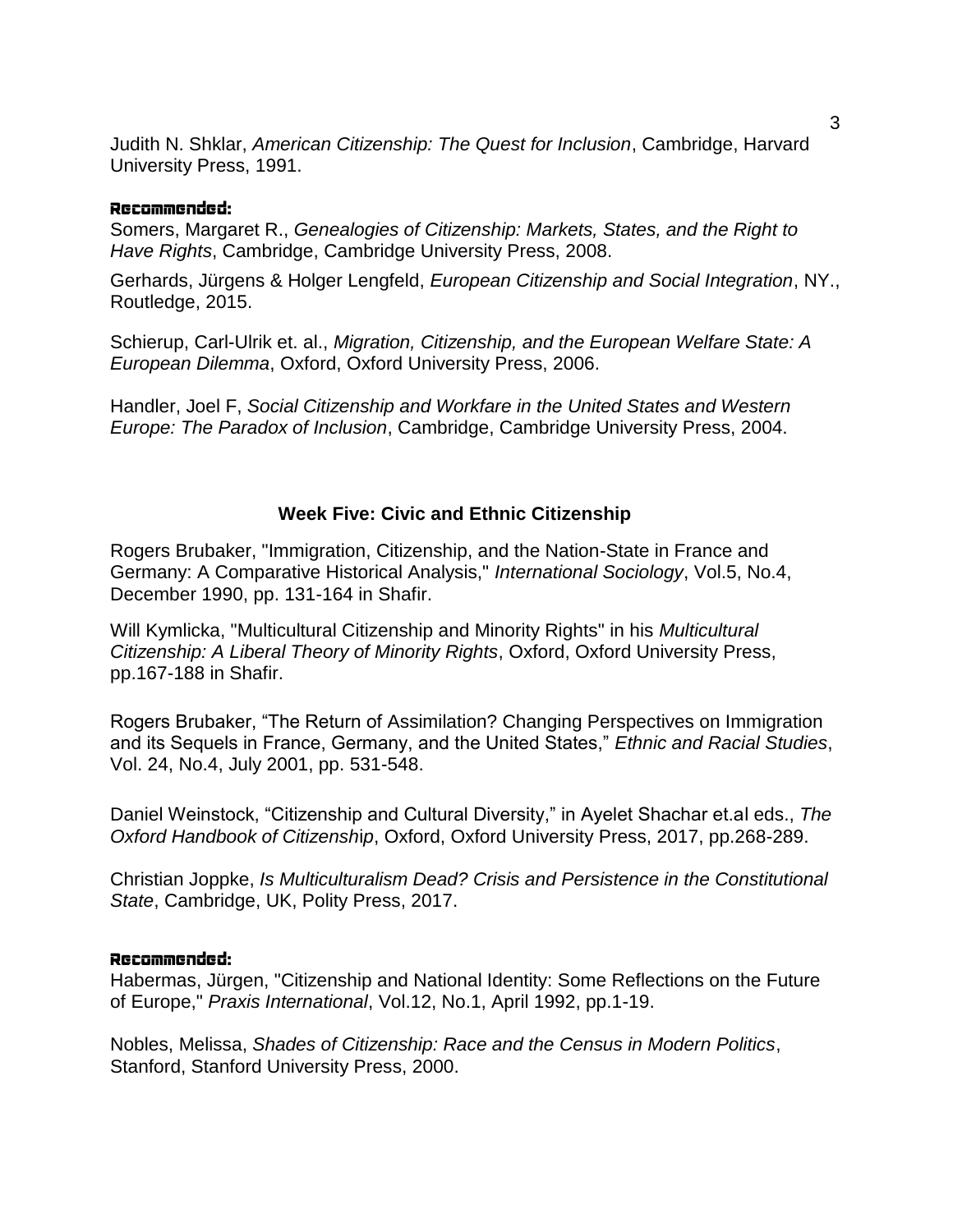Judith N. Shklar, *American Citizenship: The Quest for Inclusion*, Cambridge, Harvard University Press, 1991.

**Recommended:**

Somers, Margaret R., *Genealogies of Citizenship: Markets, States, and the Right to Have Rights*, Cambridge, Cambridge University Press, 2008.

Gerhards, Jürgens & Holger Lengfeld, *European Citizenship and Social Integration*, NY., Routledge, 2015.

Schierup, Carl-Ulrik et. al., *Migration, Citizenship, and the European Welfare State: A European Dilemma*, Oxford, Oxford University Press, 2006.

Handler, Joel F, *Social Citizenship and Workfare in the United States and Western Europe: The Paradox of Inclusion*, Cambridge, Cambridge University Press, 2004.

## Week Five: Civic and Ethnic Citizenship

Rogers Brubaker, "Immigration, Citizenship, and the Nation-State in France and Germany: A Comparative Historical Analysis," *International Sociology*, Vol.5, No.4, December 1990, pp. 131-164 in Shafir.

Will Kymlicka, "Multicultural Citizenship and Minority Rights" in his *Multicultural Citizenship: A Liberal Theory of Minority Rights*, Oxford, Oxford University Press, pp.167-188 in Shafir.

Rogers Brubaker, "The Return of Assimilation? Changing Perspectives on Immigration and its Sequels in France, Germany, and the United States," *Ethnic and Racial Studies*, Vol. 24, No.4, July 2001, pp. 531-548.

Daniel Weinstock, "Citizenship and Cultural Diversity," in Ayelet Shachar et.al eds., *The Oxford Handbook of Citizenship*, Oxford, Oxford University Press, 2017, pp.268-289.

Christian Joppke, *Is Multiculturalism Dead? Crisis and Persistence in the Constitutional State*, Cambridge, UK, Polity Press, 2017.

**Recommended:**

Habermas, Jürgen, "Citizenship and National Identity: Some Reflections on the Future of Europe," *Praxis International*, Vol.12, No.1, April 1992, pp.1-19.

Nobles, Melissa, *Shades of Citizenship: Race and the Census in Modern Politics*, Stanford, Stanford University Press, 2000.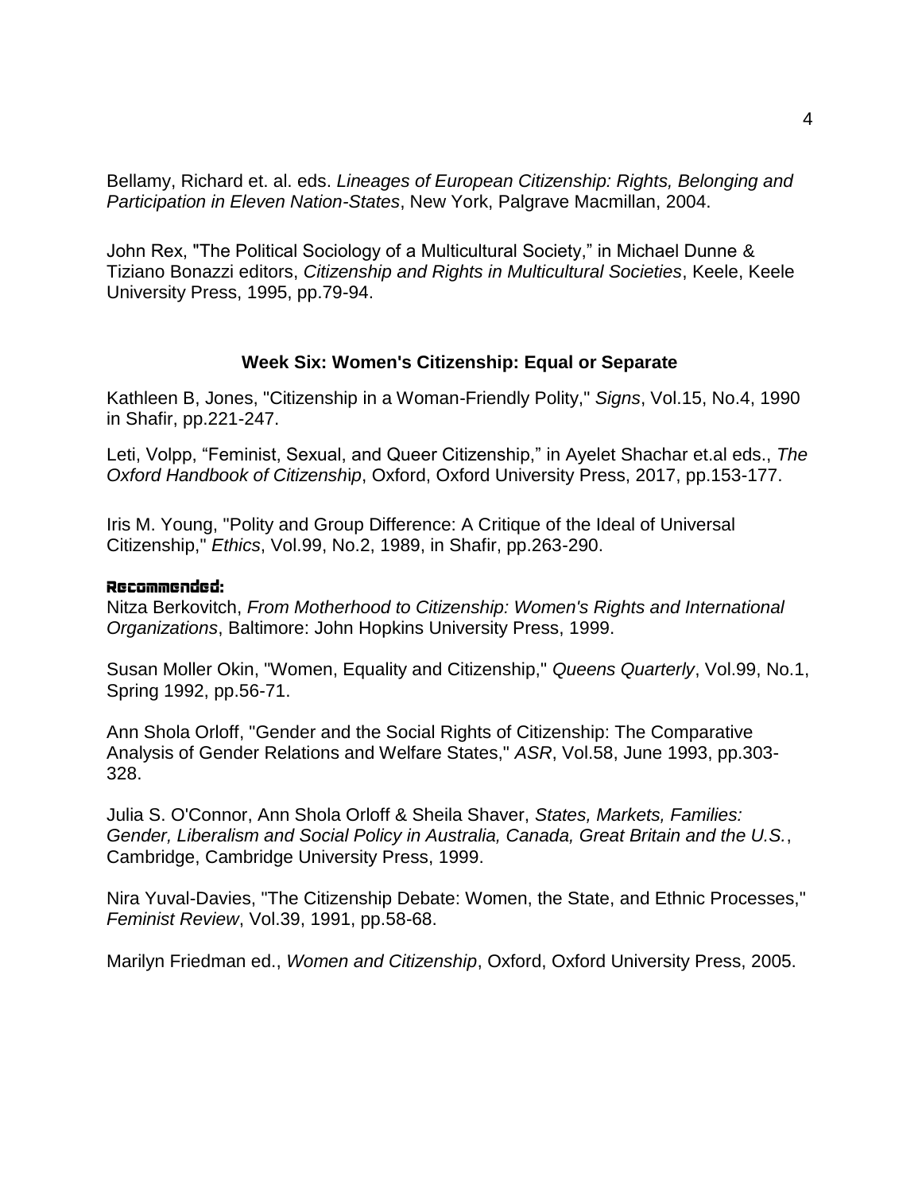Bellamy, Richard et. al. eds. *Lineages of European Citizenship: Rights, Belonging and Participation in Eleven Nation-States*, New York, Palgrave Macmillan, 2004.

John Rex, "The Political Sociology of a Multicultural Society," in Michael Dunne & Tiziano Bonazzi editors, *Citizenship and Rights in Multicultural Societies*, Keele, Keele University Press, 1995, pp.79-94.

### Week Six: Women's Citizenship: Equal or Separate

Kathleen B, Jones, "Citizenship in a Woman-Friendly Polity," *Signs*, Vol.15, No.4, 1990 in Shafir, pp.221-247.

Leti, Volpp, "Feminist, Sexual, and Queer Citizenship," in Ayelet Shachar et.al eds., *The Oxford Handbook of Citizenship*, Oxford, Oxford University Press, 2017, pp.153-177.

Iris M. Young, "Polity and Group Difference: A Critique of the Ideal of Universal Citizenship," *Ethics*, Vol.99, No.2, 1989, in Shafir, pp.263-290.

**Recommended:**

Nitza Berkovitch, *From Motherhood to Citizenship: Women's Rights and International Organizations*, Baltimore: John Hopkins University Press, 1999.

Susan Moller Okin, "Women, Equality and Citizenship," *Queens Quarterly*, Vol.99, No.1, Spring 1992, pp.56-71.

Ann Shola Orloff, "Gender and the Social Rights of Citizenship: The Comparative Analysis of Gender Relations and Welfare States," *ASR*, Vol.58, June 1993, pp.303-328.

Julia S. O'Connor, Ann Shola Orloff & Sheila Shaver, *States, Markets, Families: Gender, Liberalism and Social Policy in Australia, Canada, Great Britain and the U.S.*, Cambridge, Cambridge University Press, 1999.

Nira Yuval-Davies, "The Citizenship Debate: Women, the State, and Ethnic Processes," *Feminist Review*, Vol.39, 1991, pp.58-68.

Marilyn Friedman ed., *Women and Citizenship*, Oxford, Oxford University Press, 2005.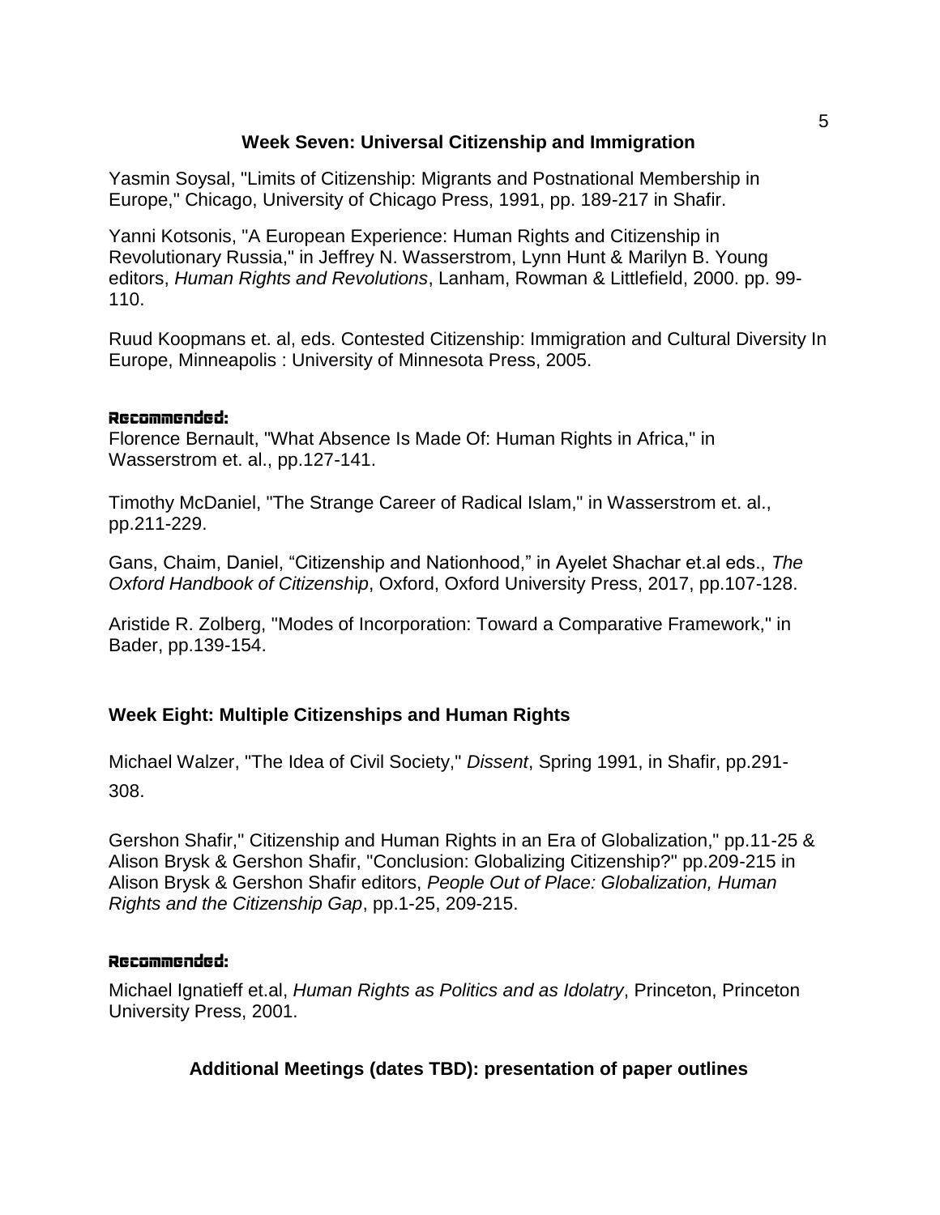## Week Seven: Universal Citizenship and Immigration

Yasmin Soysal, "Limits of Citizenship: Migrants and Postnational Membership in Europe," Chicago, University of Chicago Press, 1991, pp. 189-217 in Shafir.

Yanni Kotsonis, "A European Experience: Human Rights and Citizenship in Revolutionary Russia," in Jeffrey N. Wasserstrom, Lynn Hunt & Marilyn B. Young editors, *Human Rights and Revolutions*, Lanham, Rowman & Littlefield, 2000. pp. 99-110.

Ruud Koopmans et. al, eds. Contested Citizenship: Immigration and Cultural Diversity In Europe, Minneapolis : University of Minnesota Press, 2005.

**Recommended:**

Florence Bernault, "What Absence Is Made Of: Human Rights in Africa," in Wasserstrom et. al., pp.127-141.

Timothy McDaniel, "The Strange Career of Radical Islam," in Wasserstrom et. al., pp.211-229.

Gans, Chaim, Daniel, "Citizenship and Nationhood," in Ayelet Shachar et.al eds., *The Oxford Handbook of Citizenship*, Oxford, Oxford University Press, 2017, pp.107-128.

Aristide R. Zolberg, "Modes of Incorporation: Toward a Comparative Framework," in Bader, pp.139-154.

## Week Eight: Multiple Citizenships and Human Rights

Michael Walzer, "The Idea of Civil Society," *Dissent*, Spring 1991, in Shafir, pp.291-308.

Gershon Shafir," Citizenship and Human Rights in an Era of Globalization," pp.11-25 & Alison Brysk & Gershon Shafir, "Conclusion: Globalizing Citizenship?" pp.209-215 in Alison Brysk & Gershon Shafir editors, *People Out of Place: Globalization, Human Rights and the Citizenship Gap*, pp.1-25, 209-215.

**Recommended:**

Michael Ignatieff et.al, *Human Rights as Politics and as Idolatry*, Princeton, Princeton University Press, 2001.

## Additional Meetings (dates TBD): presentation of paper outlines